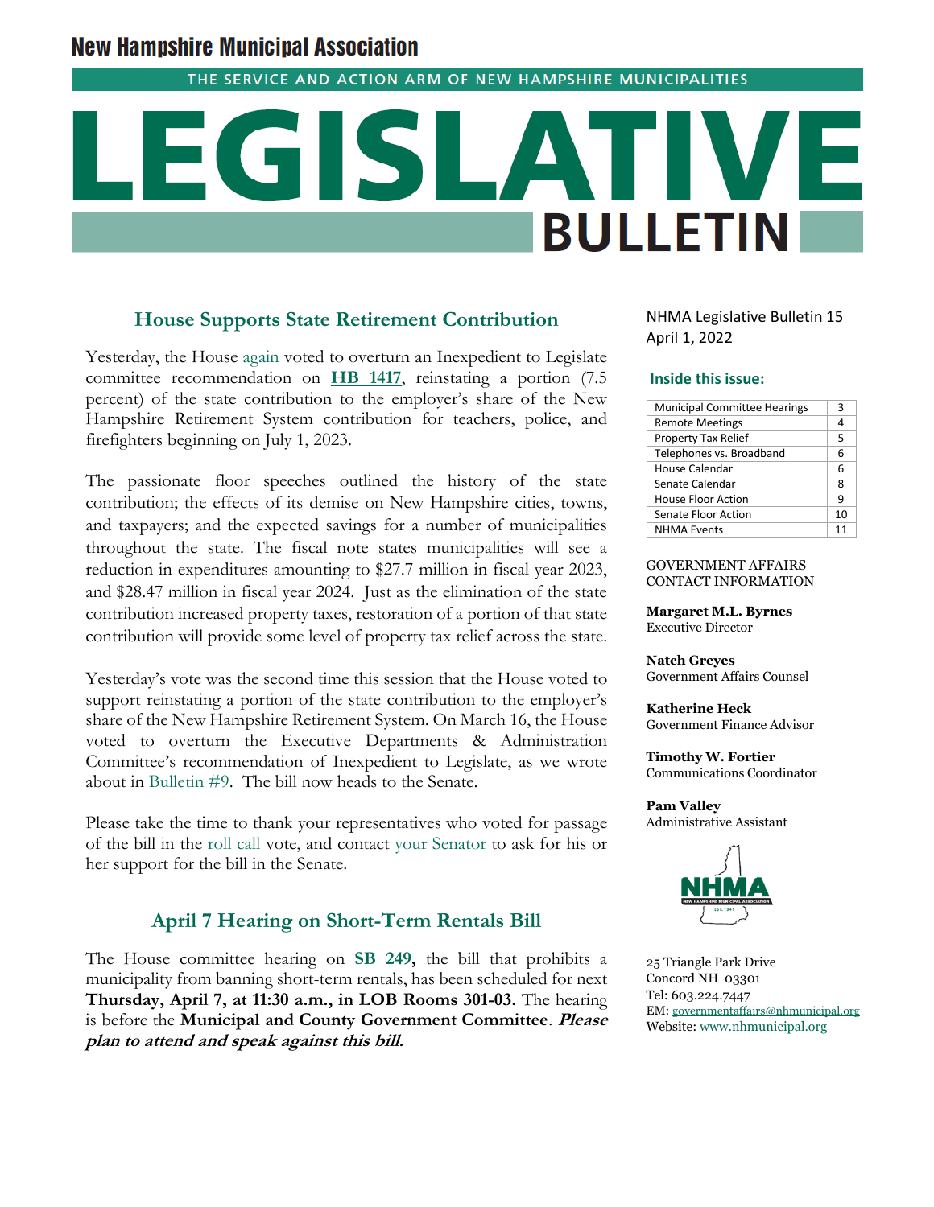# New Hampshire Municipal Association

THE SERVICE AND ACTION ARM OF NEW HAMPSHIRE MUNICIPALITIES

# LEGISLATIVE BULLETIN

NHMA Legislative Bulletin 15
April 1, 2022

**Inside this issue:**

| Municipal Committee Hearings | 3 |
|---|---|
| Remote Meetings | 4 |
| Property Tax Relief | 5 |
| Telephones vs. Broadband | 6 |
| House Calendar | 6 |
| Senate Calendar | 8 |
| House Floor Action | 9 |
| Senate Floor Action | 10 |
| NHMA Events | 11 |

GOVERNMENT AFFAIRS CONTACT INFORMATION

**Margaret M.L. Byrnes**
Executive Director

**Natch Greyes**
Government Affairs Counsel

**Katherine Heck**
Government Finance Advisor

**Timothy W. Fortier**
Communications Coordinator

**Pam Valley**
Administrative Assistant

25 Triangle Park Drive
Concord NH 03301
Tel: 603.224.7447
EM: governmentaffairs@nhmunicipal.org
Website: www.nhmunicipal.org

## House Supports State Retirement Contribution

Yesterday, the House again voted to overturn an Inexpedient to Legislate committee recommendation on **HB 1417**, reinstating a portion (7.5 percent) of the state contribution to the employer's share of the New Hampshire Retirement System contribution for teachers, police, and firefighters beginning on July 1, 2023.

The passionate floor speeches outlined the history of the state contribution; the effects of its demise on New Hampshire cities, towns, and taxpayers; and the expected savings for a number of municipalities throughout the state. The fiscal note states municipalities will see a reduction in expenditures amounting to $27.7 million in fiscal year 2023, and $28.47 million in fiscal year 2024. Just as the elimination of the state contribution increased property taxes, restoration of a portion of that state contribution will provide some level of property tax relief across the state.

Yesterday's vote was the second time this session that the House voted to support reinstating a portion of the state contribution to the employer's share of the New Hampshire Retirement System. On March 16, the House voted to overturn the Executive Departments & Administration Committee's recommendation of Inexpedient to Legislate, as we wrote about in Bulletin #9. The bill now heads to the Senate.

Please take the time to thank your representatives who voted for passage of the bill in the roll call vote, and contact your Senator to ask for his or her support for the bill in the Senate.

## April 7 Hearing on Short-Term Rentals Bill

The House committee hearing on **SB 249,** the bill that prohibits a municipality from banning short-term rentals, has been scheduled for next **Thursday, April 7, at 11:30 a.m., in LOB Rooms 301-03.** The hearing is before the **Municipal and County Government Committee**. ***Please plan to attend and speak against this bill.***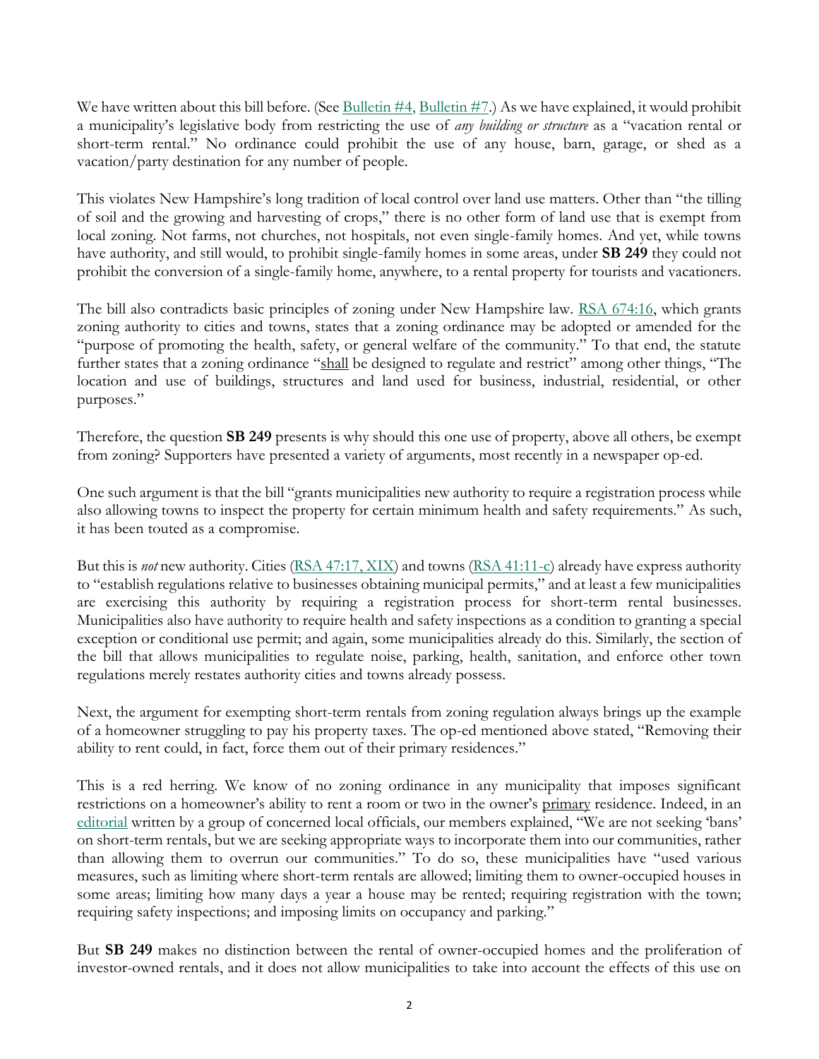We have written about this bill before. (See Bulletin #4, Bulletin #7.) As we have explained, it would prohibit a municipality's legislative body from restricting the use of *any building or structure* as a "vacation rental or short-term rental." No ordinance could prohibit the use of any house, barn, garage, or shed as a vacation/party destination for any number of people.

This violates New Hampshire's long tradition of local control over land use matters. Other than "the tilling of soil and the growing and harvesting of crops," there is no other form of land use that is exempt from local zoning. Not farms, not churches, not hospitals, not even single-family homes. And yet, while towns have authority, and still would, to prohibit single-family homes in some areas, under **SB 249** they could not prohibit the conversion of a single-family home, anywhere, to a rental property for tourists and vacationers.

The bill also contradicts basic principles of zoning under New Hampshire law. RSA 674:16, which grants zoning authority to cities and towns, states that a zoning ordinance may be adopted or amended for the "purpose of promoting the health, safety, or general welfare of the community." To that end, the statute further states that a zoning ordinance "shall be designed to regulate and restrict" among other things, "The location and use of buildings, structures and land used for business, industrial, residential, or other purposes."

Therefore, the question **SB 249** presents is why should this one use of property, above all others, be exempt from zoning? Supporters have presented a variety of arguments, most recently in a newspaper op-ed.

One such argument is that the bill "grants municipalities new authority to require a registration process while also allowing towns to inspect the property for certain minimum health and safety requirements." As such, it has been touted as a compromise.

But this is *not* new authority. Cities (RSA 47:17, XIX) and towns (RSA 41:11-c) already have express authority to "establish regulations relative to businesses obtaining municipal permits," and at least a few municipalities are exercising this authority by requiring a registration process for short-term rental businesses. Municipalities also have authority to require health and safety inspections as a condition to granting a special exception or conditional use permit; and again, some municipalities already do this. Similarly, the section of the bill that allows municipalities to regulate noise, parking, health, sanitation, and enforce other town regulations merely restates authority cities and towns already possess.

Next, the argument for exempting short-term rentals from zoning regulation always brings up the example of a homeowner struggling to pay his property taxes. The op-ed mentioned above stated, "Removing their ability to rent could, in fact, force them out of their primary residences."

This is a red herring. We know of no zoning ordinance in any municipality that imposes significant restrictions on a homeowner's ability to rent a room or two in the owner's primary residence. Indeed, in an editorial written by a group of concerned local officials, our members explained, "We are not seeking 'bans' on short-term rentals, but we are seeking appropriate ways to incorporate them into our communities, rather than allowing them to overrun our communities." To do so, these municipalities have "used various measures, such as limiting where short-term rentals are allowed; limiting them to owner-occupied houses in some areas; limiting how many days a year a house may be rented; requiring registration with the town; requiring safety inspections; and imposing limits on occupancy and parking."

But **SB 249** makes no distinction between the rental of owner-occupied homes and the proliferation of investor-owned rentals, and it does not allow municipalities to take into account the effects of this use on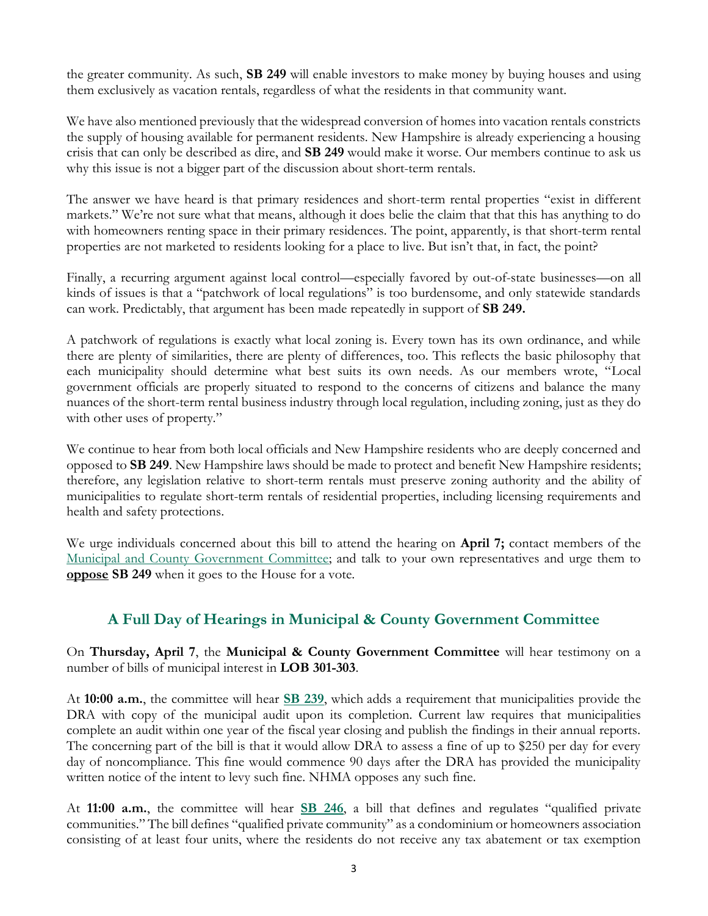the greater community. As such, **SB 249** will enable investors to make money by buying houses and using them exclusively as vacation rentals, regardless of what the residents in that community want.

We have also mentioned previously that the widespread conversion of homes into vacation rentals constricts the supply of housing available for permanent residents. New Hampshire is already experiencing a housing crisis that can only be described as dire, and **SB 249** would make it worse. Our members continue to ask us why this issue is not a bigger part of the discussion about short-term rentals.

The answer we have heard is that primary residences and short-term rental properties "exist in different markets." We're not sure what that means, although it does belie the claim that that this has anything to do with homeowners renting space in their primary residences. The point, apparently, is that short-term rental properties are not marketed to residents looking for a place to live. But isn't that, in fact, the point?

Finally, a recurring argument against local control—especially favored by out-of-state businesses—on all kinds of issues is that a "patchwork of local regulations" is too burdensome, and only statewide standards can work. Predictably, that argument has been made repeatedly in support of **SB 249.**

A patchwork of regulations is exactly what local zoning is. Every town has its own ordinance, and while there are plenty of similarities, there are plenty of differences, too. This reflects the basic philosophy that each municipality should determine what best suits its own needs. As our members wrote, "Local government officials are properly situated to respond to the concerns of citizens and balance the many nuances of the short-term rental business industry through local regulation, including zoning, just as they do with other uses of property."

We continue to hear from both local officials and New Hampshire residents who are deeply concerned and opposed to **SB 249**. New Hampshire laws should be made to protect and benefit New Hampshire residents; therefore, any legislation relative to short-term rentals must preserve zoning authority and the ability of municipalities to regulate short-term rentals of residential properties, including licensing requirements and health and safety protections.

We urge individuals concerned about this bill to attend the hearing on **April 7;** contact members of the Municipal and County Government Committee; and talk to your own representatives and urge them to **oppose** SB 249 when it goes to the House for a vote.

## A Full Day of Hearings in Municipal & County Government Committee

On **Thursday, April 7**, the **Municipal & County Government Committee** will hear testimony on a number of bills of municipal interest in **LOB 301-303**.

At **10:00 a.m.**, the committee will hear **SB 239**, which adds a requirement that municipalities provide the DRA with copy of the municipal audit upon its completion. Current law requires that municipalities complete an audit within one year of the fiscal year closing and publish the findings in their annual reports. The concerning part of the bill is that it would allow DRA to assess a fine of up to $250 per day for every day of noncompliance. This fine would commence 90 days after the DRA has provided the municipality written notice of the intent to levy such fine. NHMA opposes any such fine.

At **11:00 a.m.**, the committee will hear **SB 246**, a bill that defines and regulates "qualified private communities." The bill defines "qualified private community" as a condominium or homeowners association consisting of at least four units, where the residents do not receive any tax abatement or tax exemption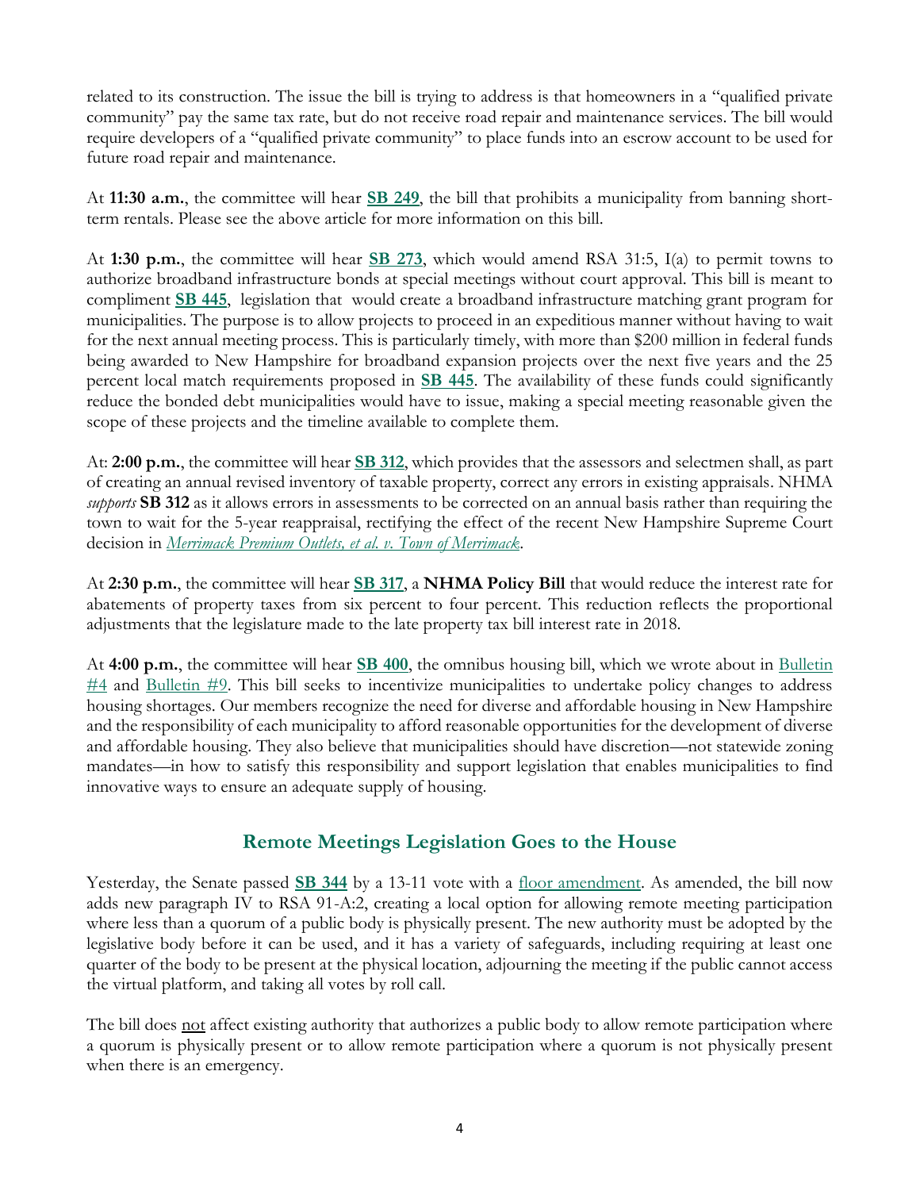related to its construction. The issue the bill is trying to address is that homeowners in a "qualified private community" pay the same tax rate, but do not receive road repair and maintenance services. The bill would require developers of a "qualified private community" to place funds into an escrow account to be used for future road repair and maintenance.

At **11:30 a.m.**, the committee will hear **SB 249**, the bill that prohibits a municipality from banning short-term rentals. Please see the above article for more information on this bill.

At **1:30 p.m.**, the committee will hear **SB 273**, which would amend RSA 31:5, I(a) to permit towns to authorize broadband infrastructure bonds at special meetings without court approval. This bill is meant to compliment **SB 445**, legislation that would create a broadband infrastructure matching grant program for municipalities. The purpose is to allow projects to proceed in an expeditious manner without having to wait for the next annual meeting process. This is particularly timely, with more than $200 million in federal funds being awarded to New Hampshire for broadband expansion projects over the next five years and the 25 percent local match requirements proposed in **SB 445**. The availability of these funds could significantly reduce the bonded debt municipalities would have to issue, making a special meeting reasonable given the scope of these projects and the timeline available to complete them.

At: **2:00 p.m.**, the committee will hear **SB 312**, which provides that the assessors and selectmen shall, as part of creating an annual revised inventory of taxable property, correct any errors in existing appraisals. NHMA *supports* **SB 312** as it allows errors in assessments to be corrected on an annual basis rather than requiring the town to wait for the 5-year reappraisal, rectifying the effect of the recent New Hampshire Supreme Court decision in *Merrimack Premium Outlets, et al. v. Town of Merrimack*.

At **2:30 p.m.**, the committee will hear **SB 317**, a **NHMA Policy Bill** that would reduce the interest rate for abatements of property taxes from six percent to four percent. This reduction reflects the proportional adjustments that the legislature made to the late property tax bill interest rate in 2018.

At **4:00 p.m.**, the committee will hear **SB 400**, the omnibus housing bill, which we wrote about in Bulletin #4 and Bulletin #9. This bill seeks to incentivize municipalities to undertake policy changes to address housing shortages. Our members recognize the need for diverse and affordable housing in New Hampshire and the responsibility of each municipality to afford reasonable opportunities for the development of diverse and affordable housing. They also believe that municipalities should have discretion—not statewide zoning mandates—in how to satisfy this responsibility and support legislation that enables municipalities to find innovative ways to ensure an adequate supply of housing.

## Remote Meetings Legislation Goes to the House

Yesterday, the Senate passed **SB 344** by a 13-11 vote with a floor amendment. As amended, the bill now adds new paragraph IV to RSA 91-A:2, creating a local option for allowing remote meeting participation where less than a quorum of a public body is physically present. The new authority must be adopted by the legislative body before it can be used, and it has a variety of safeguards, including requiring at least one quarter of the body to be present at the physical location, adjourning the meeting if the public cannot access the virtual platform, and taking all votes by roll call.

The bill does not affect existing authority that authorizes a public body to allow remote participation where a quorum is physically present or to allow remote participation where a quorum is not physically present when there is an emergency.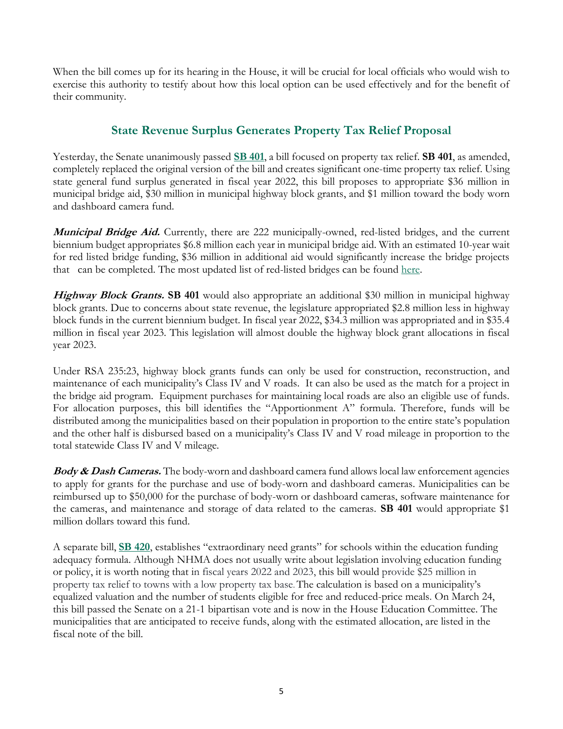When the bill comes up for its hearing in the House, it will be crucial for local officials who would wish to exercise this authority to testify about how this local option can be used effectively and for the benefit of their community.

## State Revenue Surplus Generates Property Tax Relief Proposal

Yesterday, the Senate unanimously passed **SB 401**, a bill focused on property tax relief. **SB 401**, as amended, completely replaced the original version of the bill and creates significant one-time property tax relief. Using state general fund surplus generated in fiscal year 2022, this bill proposes to appropriate $36 million in municipal bridge aid, $30 million in municipal highway block grants, and $1 million toward the body worn and dashboard camera fund.

***Municipal Bridge Aid.*** Currently, there are 222 municipally-owned, red-listed bridges, and the current biennium budget appropriates $6.8 million each year in municipal bridge aid. With an estimated 10-year wait for red listed bridge funding, $36 million in additional aid would significantly increase the bridge projects that can be completed. The most updated list of red-listed bridges can be found here.

***Highway Block Grants.*** **SB 401** would also appropriate an additional $30 million in municipal highway block grants. Due to concerns about state revenue, the legislature appropriated $2.8 million less in highway block funds in the current biennium budget. In fiscal year 2022, $34.3 million was appropriated and in $35.4 million in fiscal year 2023. This legislation will almost double the highway block grant allocations in fiscal year 2023.

Under RSA 235:23, highway block grants funds can only be used for construction, reconstruction, and maintenance of each municipality's Class IV and V roads. It can also be used as the match for a project in the bridge aid program. Equipment purchases for maintaining local roads are also an eligible use of funds. For allocation purposes, this bill identifies the "Apportionment A" formula. Therefore, funds will be distributed among the municipalities based on their population in proportion to the entire state's population and the other half is disbursed based on a municipality's Class IV and V road mileage in proportion to the total statewide Class IV and V mileage.

***Body & Dash Cameras.*** The body-worn and dashboard camera fund allows local law enforcement agencies to apply for grants for the purchase and use of body-worn and dashboard cameras. Municipalities can be reimbursed up to $50,000 for the purchase of body-worn or dashboard cameras, software maintenance for the cameras, and maintenance and storage of data related to the cameras. **SB 401** would appropriate $1 million dollars toward this fund.

A separate bill, **SB 420**, establishes "extraordinary need grants" for schools within the education funding adequacy formula. Although NHMA does not usually write about legislation involving education funding or policy, it is worth noting that in fiscal years 2022 and 2023, this bill would provide $25 million in property tax relief to towns with a low property tax base. The calculation is based on a municipality's equalized valuation and the number of students eligible for free and reduced-price meals. On March 24, this bill passed the Senate on a 21-1 bipartisan vote and is now in the House Education Committee. The municipalities that are anticipated to receive funds, along with the estimated allocation, are listed in the fiscal note of the bill.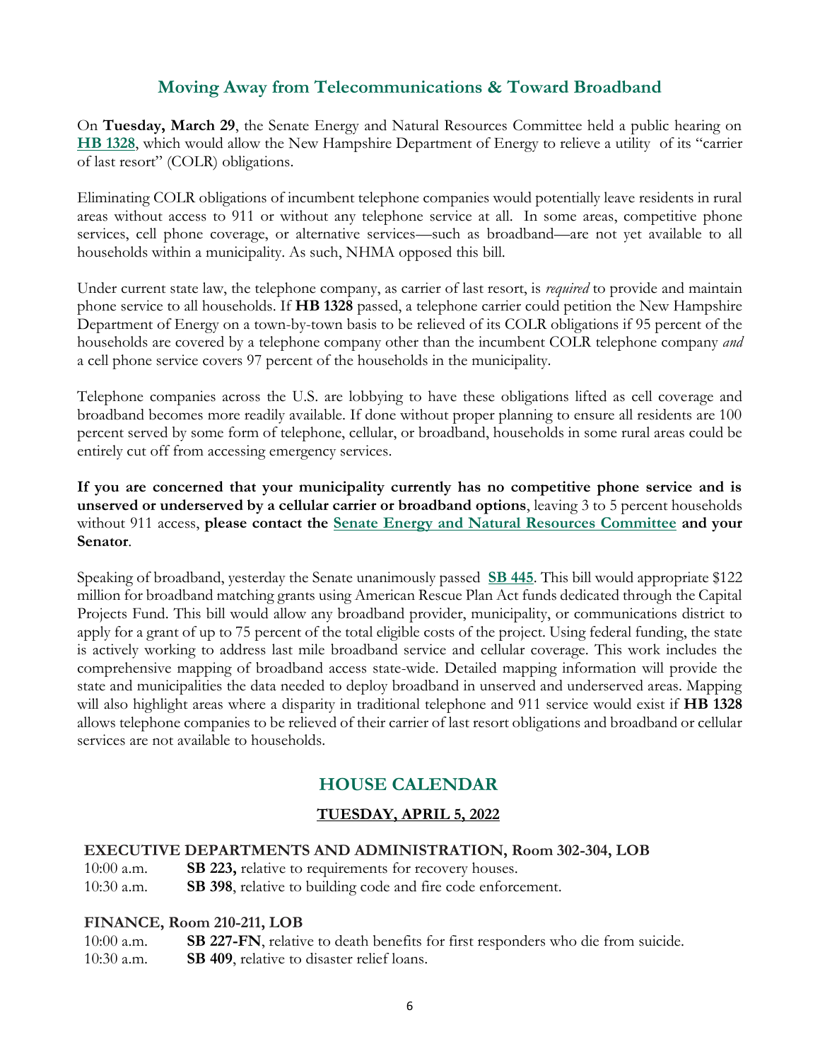## Moving Away from Telecommunications & Toward Broadband

On **Tuesday, March 29**, the Senate Energy and Natural Resources Committee held a public hearing on **HB 1328**, which would allow the New Hampshire Department of Energy to relieve a utility of its "carrier of last resort" (COLR) obligations.

Eliminating COLR obligations of incumbent telephone companies would potentially leave residents in rural areas without access to 911 or without any telephone service at all. In some areas, competitive phone services, cell phone coverage, or alternative services—such as broadband—are not yet available to all households within a municipality. As such, NHMA opposed this bill.

Under current state law, the telephone company, as carrier of last resort, is *required* to provide and maintain phone service to all households. If **HB 1328** passed, a telephone carrier could petition the New Hampshire Department of Energy on a town-by-town basis to be relieved of its COLR obligations if 95 percent of the households are covered by a telephone company other than the incumbent COLR telephone company *and* a cell phone service covers 97 percent of the households in the municipality.

Telephone companies across the U.S. are lobbying to have these obligations lifted as cell coverage and broadband becomes more readily available. If done without proper planning to ensure all residents are 100 percent served by some form of telephone, cellular, or broadband, households in some rural areas could be entirely cut off from accessing emergency services.

**If you are concerned that your municipality currently has no competitive phone service and is unserved or underserved by a cellular carrier or broadband options**, leaving 3 to 5 percent households without 911 access, **please contact the Senate Energy and Natural Resources Committee and your Senator**.

Speaking of broadband, yesterday the Senate unanimously passed **SB 445**. This bill would appropriate $122 million for broadband matching grants using American Rescue Plan Act funds dedicated through the Capital Projects Fund. This bill would allow any broadband provider, municipality, or communications district to apply for a grant of up to 75 percent of the total eligible costs of the project. Using federal funding, the state is actively working to address last mile broadband service and cellular coverage. This work includes the comprehensive mapping of broadband access state-wide. Detailed mapping information will provide the state and municipalities the data needed to deploy broadband in unserved and underserved areas. Mapping will also highlight areas where a disparity in traditional telephone and 911 service would exist if **HB 1328** allows telephone companies to be relieved of their carrier of last resort obligations and broadband or cellular services are not available to households.

## HOUSE CALENDAR

### TUESDAY, APRIL 5, 2022

**EXECUTIVE DEPARTMENTS AND ADMINISTRATION, Room 302-304, LOB**

10:00 a.m. **SB 223,** relative to requirements for recovery houses.
10:30 a.m. **SB 398**, relative to building code and fire code enforcement.

**FINANCE, Room 210-211, LOB**

10:00 a.m. **SB 227-FN**, relative to death benefits for first responders who die from suicide.
10:30 a.m. **SB 409**, relative to disaster relief loans.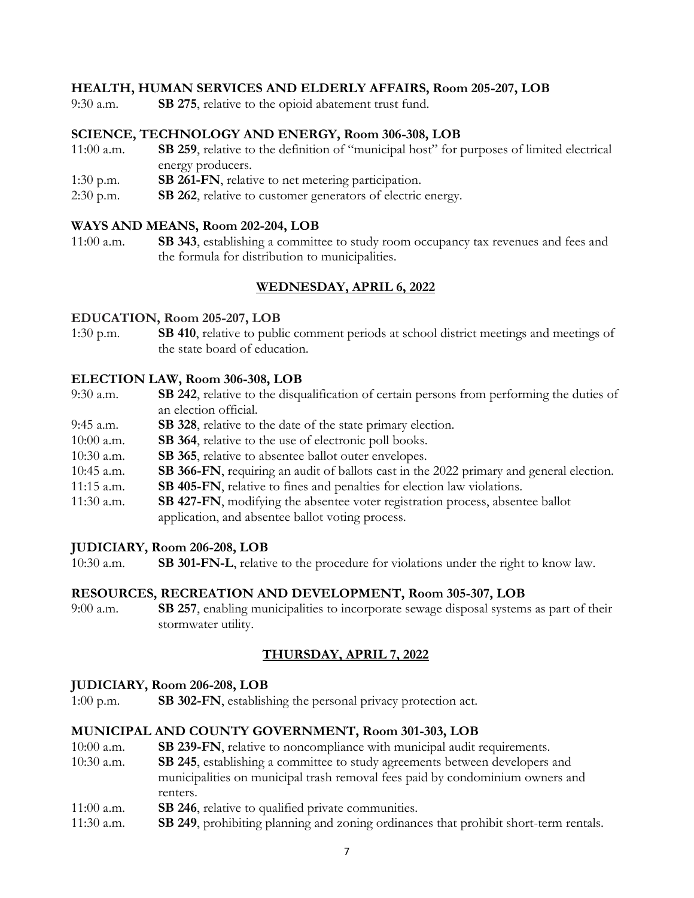**HEALTH, HUMAN SERVICES AND ELDERLY AFFAIRS, Room 205-207, LOB**

9:30 a.m. **SB 275**, relative to the opioid abatement trust fund.

**SCIENCE, TECHNOLOGY AND ENERGY, Room 306-308, LOB**

11:00 a.m. **SB 259**, relative to the definition of "municipal host" for purposes of limited electrical energy producers.

1:30 p.m. **SB 261-FN**, relative to net metering participation.

2:30 p.m. **SB 262**, relative to customer generators of electric energy.

**WAYS AND MEANS, Room 202-204, LOB**

11:00 a.m. **SB 343**, establishing a committee to study room occupancy tax revenues and fees and the formula for distribution to municipalities.

## WEDNESDAY, APRIL 6, 2022

**EDUCATION, Room 205-207, LOB**

1:30 p.m. **SB 410**, relative to public comment periods at school district meetings and meetings of the state board of education.

**ELECTION LAW, Room 306-308, LOB**

9:30 a.m. **SB 242**, relative to the disqualification of certain persons from performing the duties of an election official.

9:45 a.m. **SB 328**, relative to the date of the state primary election.

10:00 a.m. **SB 364**, relative to the use of electronic poll books.

10:30 a.m. **SB 365**, relative to absentee ballot outer envelopes.

10:45 a.m. **SB 366-FN**, requiring an audit of ballots cast in the 2022 primary and general election.

11:15 a.m. **SB 405-FN**, relative to fines and penalties for election law violations.

11:30 a.m. **SB 427-FN**, modifying the absentee voter registration process, absentee ballot application, and absentee ballot voting process.

**JUDICIARY, Room 206-208, LOB**

10:30 a.m. **SB 301-FN-L**, relative to the procedure for violations under the right to know law.

**RESOURCES, RECREATION AND DEVELOPMENT, Room 305-307, LOB**

9:00 a.m. **SB 257**, enabling municipalities to incorporate sewage disposal systems as part of their stormwater utility.

## THURSDAY, APRIL 7, 2022

**JUDICIARY, Room 206-208, LOB**

1:00 p.m. **SB 302-FN**, establishing the personal privacy protection act.

**MUNICIPAL AND COUNTY GOVERNMENT, Room 301-303, LOB**

10:00 a.m. **SB 239-FN**, relative to noncompliance with municipal audit requirements.

10:30 a.m. **SB 245**, establishing a committee to study agreements between developers and municipalities on municipal trash removal fees paid by condominium owners and renters.

11:00 a.m. **SB 246**, relative to qualified private communities.

11:30 a.m. **SB 249**, prohibiting planning and zoning ordinances that prohibit short-term rentals.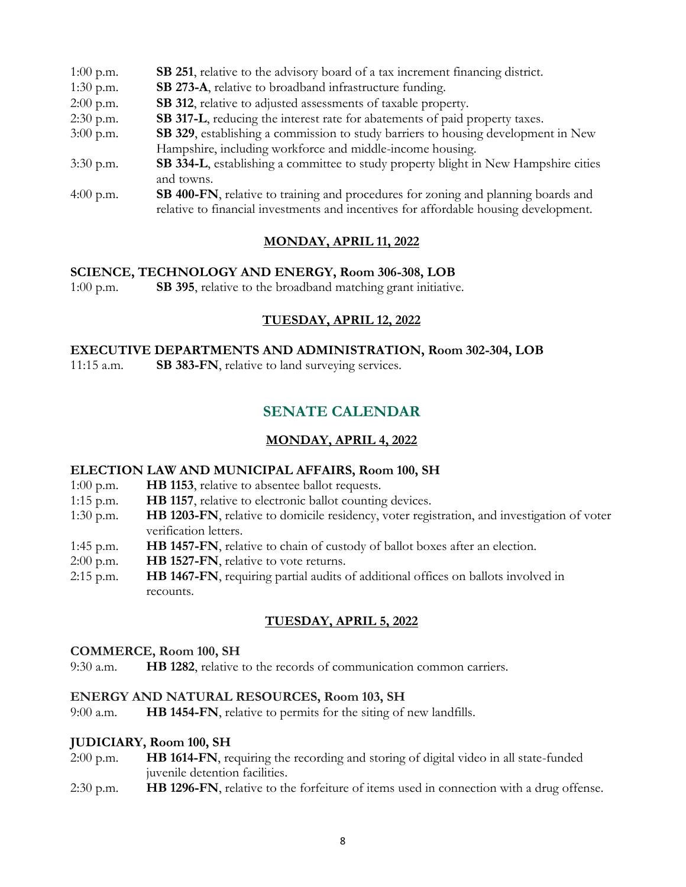1:00 p.m. **SB 251**, relative to the advisory board of a tax increment financing district.

1:30 p.m. **SB 273-A**, relative to broadband infrastructure funding.

2:00 p.m. **SB 312**, relative to adjusted assessments of taxable property.

2:30 p.m. **SB 317-L**, reducing the interest rate for abatements of paid property taxes.

3:00 p.m. **SB 329**, establishing a commission to study barriers to housing development in New Hampshire, including workforce and middle-income housing.

3:30 p.m. **SB 334-L**, establishing a committee to study property blight in New Hampshire cities and towns.

4:00 p.m. **SB 400-FN**, relative to training and procedures for zoning and planning boards and relative to financial investments and incentives for affordable housing development.

### MONDAY, APRIL 11, 2022

**SCIENCE, TECHNOLOGY AND ENERGY, Room 306-308, LOB**

1:00 p.m. **SB 395**, relative to the broadband matching grant initiative.

### TUESDAY, APRIL 12, 2022

**EXECUTIVE DEPARTMENTS AND ADMINISTRATION, Room 302-304, LOB**

11:15 a.m. **SB 383-FN**, relative to land surveying services.

## SENATE CALENDAR

### MONDAY, APRIL 4, 2022

**ELECTION LAW AND MUNICIPAL AFFAIRS, Room 100, SH**

1:00 p.m. **HB 1153**, relative to absentee ballot requests.

1:15 p.m. **HB 1157**, relative to electronic ballot counting devices.

1:30 p.m. **HB 1203-FN**, relative to domicile residency, voter registration, and investigation of voter verification letters.

1:45 p.m. **HB 1457-FN**, relative to chain of custody of ballot boxes after an election.

2:00 p.m. **HB 1527-FN**, relative to vote returns.

2:15 p.m. **HB 1467-FN**, requiring partial audits of additional offices on ballots involved in recounts.

### TUESDAY, APRIL 5, 2022

**COMMERCE, Room 100, SH**

9:30 a.m. **HB 1282**, relative to the records of communication common carriers.

**ENERGY AND NATURAL RESOURCES, Room 103, SH**

9:00 a.m. **HB 1454-FN**, relative to permits for the siting of new landfills.

**JUDICIARY, Room 100, SH**

2:00 p.m. **HB 1614-FN**, requiring the recording and storing of digital video in all state-funded juvenile detention facilities.

2:30 p.m. **HB 1296-FN**, relative to the forfeiture of items used in connection with a drug offense.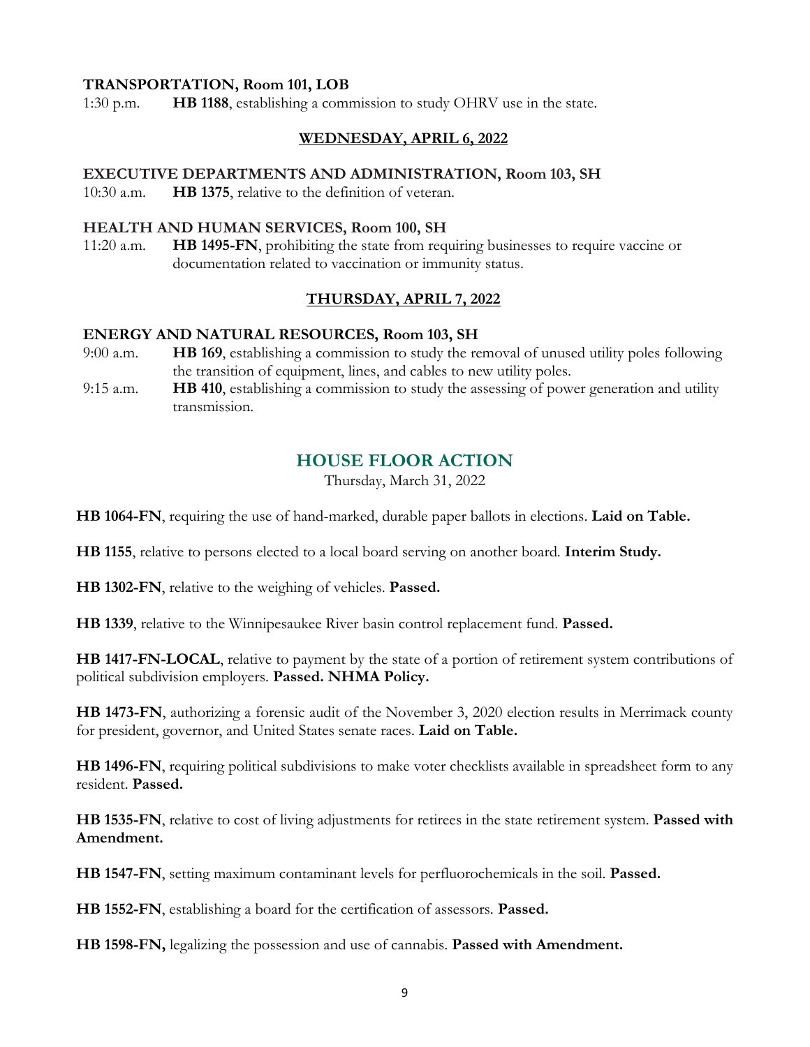**TRANSPORTATION, Room 101, LOB**

1:30 p.m. **HB 1188**, establishing a commission to study OHRV use in the state.

## WEDNESDAY, APRIL 6, 2022

**EXECUTIVE DEPARTMENTS AND ADMINISTRATION, Room 103, SH**

10:30 a.m. **HB 1375**, relative to the definition of veteran.

**HEALTH AND HUMAN SERVICES, Room 100, SH**

11:20 a.m. **HB 1495-FN**, prohibiting the state from requiring businesses to require vaccine or documentation related to vaccination or immunity status.

## THURSDAY, APRIL 7, 2022

**ENERGY AND NATURAL RESOURCES, Room 103, SH**

9:00 a.m. **HB 169**, establishing a commission to study the removal of unused utility poles following the transition of equipment, lines, and cables to new utility poles.

9:15 a.m. **HB 410**, establishing a commission to study the assessing of power generation and utility transmission.

# HOUSE FLOOR ACTION

Thursday, March 31, 2022

**HB 1064-FN**, requiring the use of hand-marked, durable paper ballots in elections. **Laid on Table.**

**HB 1155**, relative to persons elected to a local board serving on another board. **Interim Study.**

**HB 1302-FN**, relative to the weighing of vehicles. **Passed.**

**HB 1339**, relative to the Winnipesaukee River basin control replacement fund. **Passed.**

**HB 1417-FN-LOCAL**, relative to payment by the state of a portion of retirement system contributions of political subdivision employers. **Passed. NHMA Policy.**

**HB 1473-FN**, authorizing a forensic audit of the November 3, 2020 election results in Merrimack county for president, governor, and United States senate races. **Laid on Table.**

**HB 1496-FN**, requiring political subdivisions to make voter checklists available in spreadsheet form to any resident. **Passed.**

**HB 1535-FN**, relative to cost of living adjustments for retirees in the state retirement system. **Passed with Amendment.**

**HB 1547-FN**, setting maximum contaminant levels for perfluorochemicals in the soil. **Passed.**

**HB 1552-FN**, establishing a board for the certification of assessors. **Passed.**

**HB 1598-FN,** legalizing the possession and use of cannabis. **Passed with Amendment.**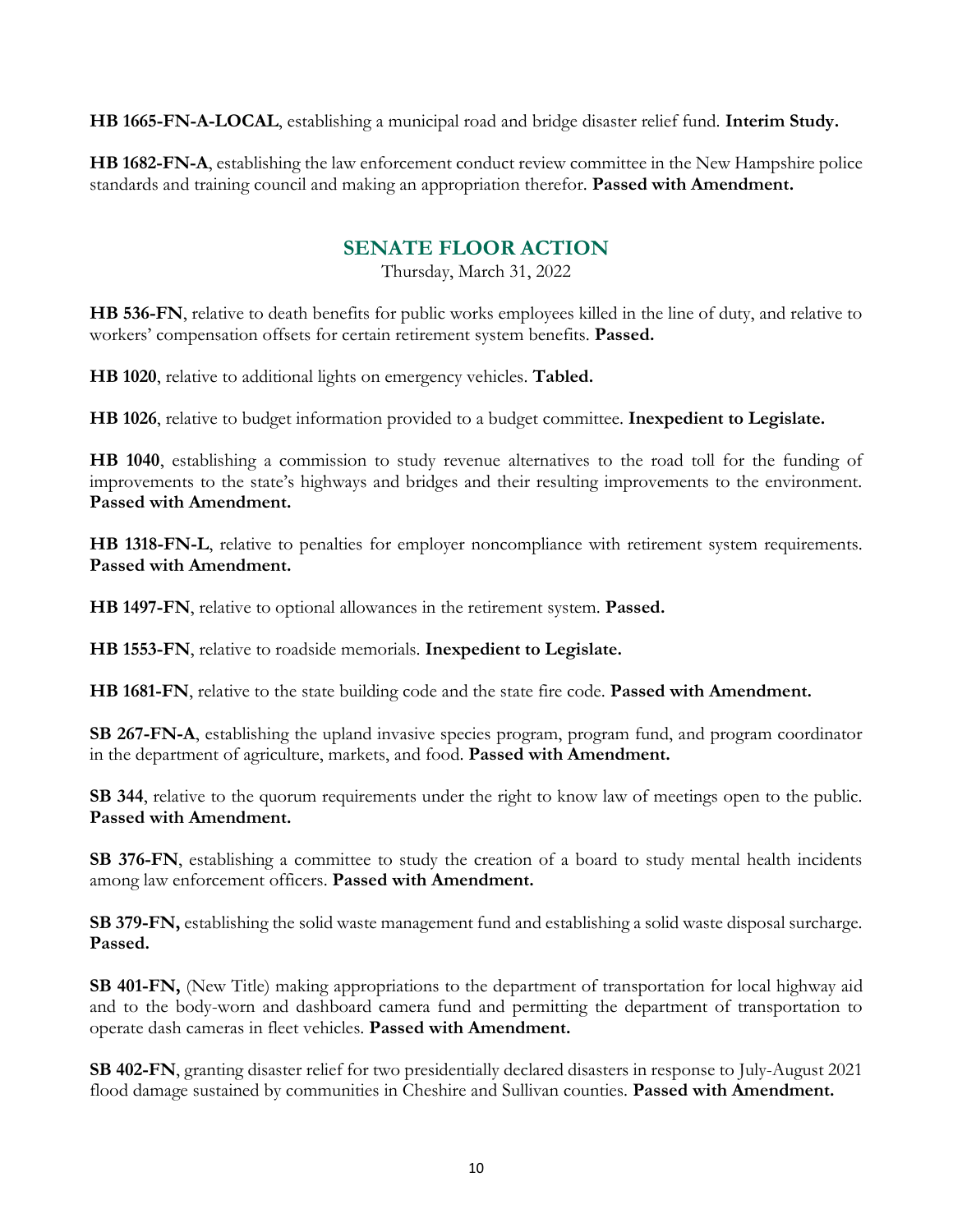**HB 1665-FN-A-LOCAL**, establishing a municipal road and bridge disaster relief fund. **Interim Study.**

**HB 1682-FN-A**, establishing the law enforcement conduct review committee in the New Hampshire police standards and training council and making an appropriation therefor. **Passed with Amendment.**

## SENATE FLOOR ACTION

Thursday, March 31, 2022

**HB 536-FN**, relative to death benefits for public works employees killed in the line of duty, and relative to workers' compensation offsets for certain retirement system benefits. **Passed.**

**HB 1020**, relative to additional lights on emergency vehicles. **Tabled.**

**HB 1026**, relative to budget information provided to a budget committee. **Inexpedient to Legislate.**

**HB 1040**, establishing a commission to study revenue alternatives to the road toll for the funding of improvements to the state's highways and bridges and their resulting improvements to the environment. **Passed with Amendment.**

**HB 1318-FN-L**, relative to penalties for employer noncompliance with retirement system requirements. **Passed with Amendment.**

**HB 1497-FN**, relative to optional allowances in the retirement system. **Passed.**

**HB 1553-FN**, relative to roadside memorials. **Inexpedient to Legislate.**

**HB 1681-FN**, relative to the state building code and the state fire code. **Passed with Amendment.**

**SB 267-FN-A**, establishing the upland invasive species program, program fund, and program coordinator in the department of agriculture, markets, and food. **Passed with Amendment.**

**SB 344**, relative to the quorum requirements under the right to know law of meetings open to the public. **Passed with Amendment.**

**SB 376-FN**, establishing a committee to study the creation of a board to study mental health incidents among law enforcement officers. **Passed with Amendment.**

**SB 379-FN,** establishing the solid waste management fund and establishing a solid waste disposal surcharge. **Passed.**

**SB 401-FN,** (New Title) making appropriations to the department of transportation for local highway aid and to the body-worn and dashboard camera fund and permitting the department of transportation to operate dash cameras in fleet vehicles. **Passed with Amendment.**

**SB 402-FN**, granting disaster relief for two presidentially declared disasters in response to July-August 2021 flood damage sustained by communities in Cheshire and Sullivan counties. **Passed with Amendment.**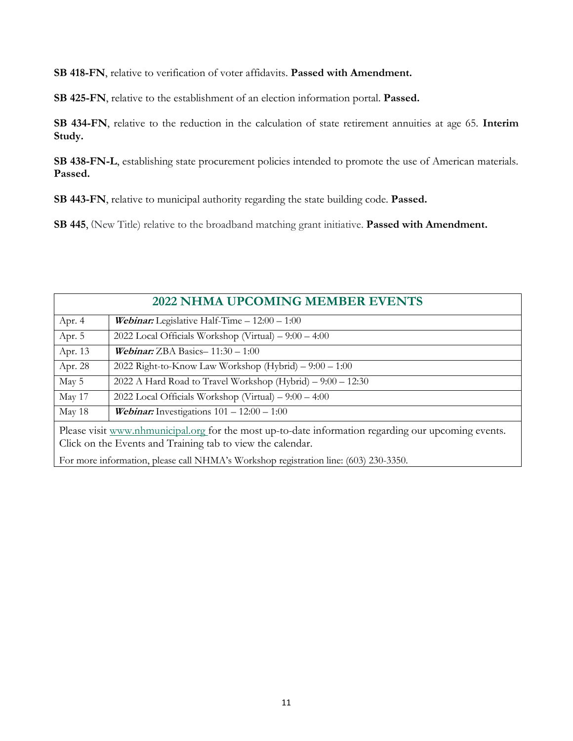**SB 418-FN**, relative to verification of voter affidavits. **Passed with Amendment.**

**SB 425-FN**, relative to the establishment of an election information portal. **Passed.**

**SB 434-FN**, relative to the reduction in the calculation of state retirement annuities at age 65. **Interim Study.**

**SB 438-FN-L**, establishing state procurement policies intended to promote the use of American materials. **Passed.**

**SB 443-FN**, relative to municipal authority regarding the state building code. **Passed.**

**SB 445**, (New Title) relative to the broadband matching grant initiative. **Passed with Amendment.**

| 2022 NHMA UPCOMING MEMBER EVENTS | |
|---|---|
| Apr. 4 | ***Webinar:*** Legislative Half-Time – 12:00 – 1:00 |
| Apr. 5 | 2022 Local Officials Workshop (Virtual) – 9:00 – 4:00 |
| Apr. 13 | ***Webinar:*** ZBA Basics– 11:30 – 1:00 |
| Apr. 28 | 2022 Right-to-Know Law Workshop (Hybrid) – 9:00 – 1:00 |
| May 5 | 2022 A Hard Road to Travel Workshop (Hybrid) – 9:00 – 12:30 |
| May 17 | 2022 Local Officials Workshop (Virtual) – 9:00 – 4:00 |
| May 18 | ***Webinar:*** Investigations 101 – 12:00 – 1:00 |

Please visit www.nhmunicipal.org for the most up-to-date information regarding our upcoming events. Click on the Events and Training tab to view the calendar.

For more information, please call NHMA's Workshop registration line: (603) 230-3350.